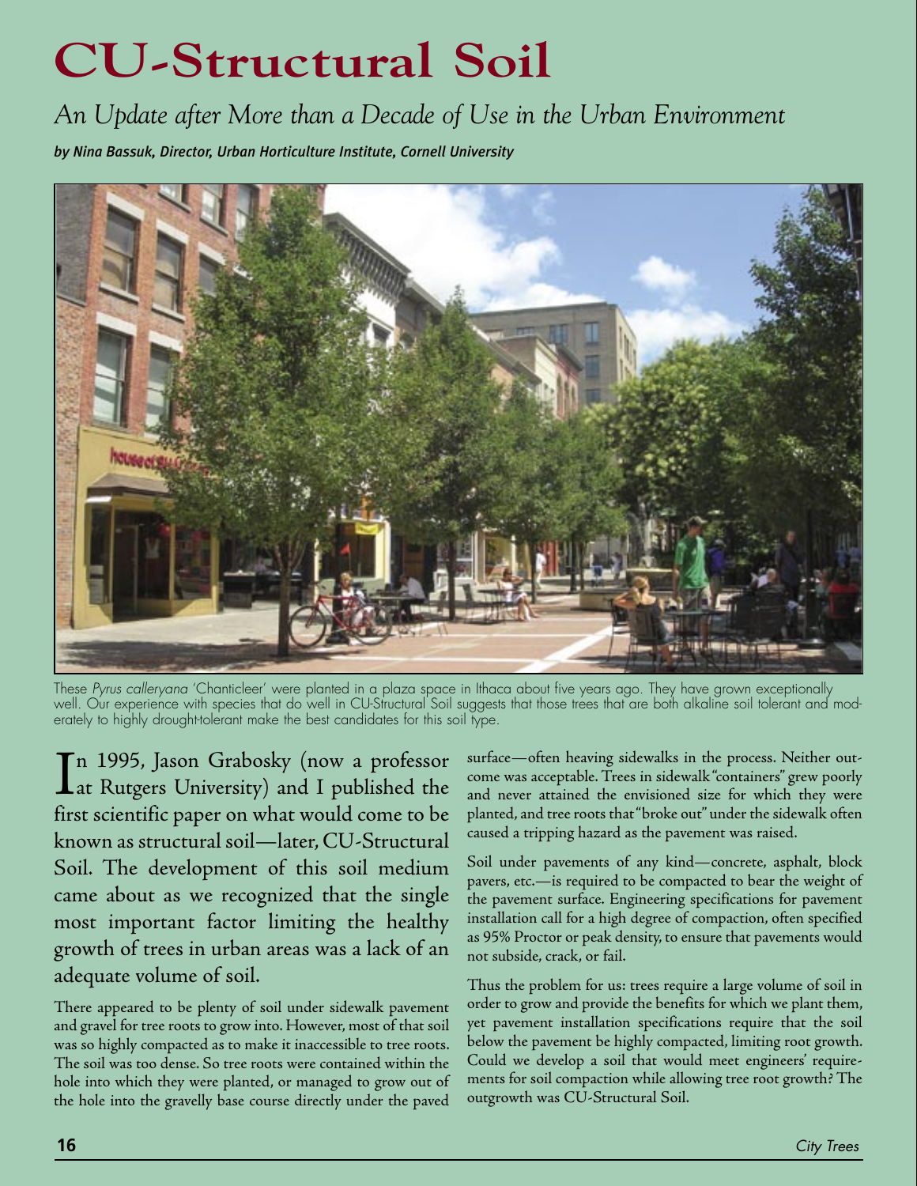# CU-Structural Soil

*An Update after More than a Decade of Use in the Urban Environment*

***by Nina Bassuk, Director, Urban Horticulture Institute, Cornell University***

These *Pyrus calleryana* 'Chanticleer' were planted in a plaza space in Ithaca about five years ago. They have grown exceptionally well. Our experience with species that do well in CU-Structural Soil suggests that those trees that are both alkaline soil tolerant and moderately to highly drought-tolerant make the best candidates for this soil type.

In 1995, Jason Grabosky (now a professor at Rutgers University) and I published the first scientific paper on what would come to be known as structural soil—later, CU-Structural Soil. The development of this soil medium came about as we recognized that the single most important factor limiting the healthy growth of trees in urban areas was a lack of an adequate volume of soil.

There appeared to be plenty of soil under sidewalk pavement and gravel for tree roots to grow into. However, most of that soil was so highly compacted as to make it inaccessible to tree roots. The soil was too dense. So tree roots were contained within the hole into which they were planted, or managed to grow out of the hole into the gravelly base course directly under the paved surface—often heaving sidewalks in the process. Neither outcome was acceptable. Trees in sidewalk "containers" grew poorly and never attained the envisioned size for which they were planted, and tree roots that "broke out" under the sidewalk often caused a tripping hazard as the pavement was raised.

Soil under pavements of any kind—concrete, asphalt, block pavers, etc.—is required to be compacted to bear the weight of the pavement surface. Engineering specifications for pavement installation call for a high degree of compaction, often specified as 95% Proctor or peak density, to ensure that pavements would not subside, crack, or fail.

Thus the problem for us: trees require a large volume of soil in order to grow and provide the benefits for which we plant them, yet pavement installation specifications require that the soil below the pavement be highly compacted, limiting root growth. Could we develop a soil that would meet engineers' requirements for soil compaction while allowing tree root growth? The outgrowth was CU-Structural Soil.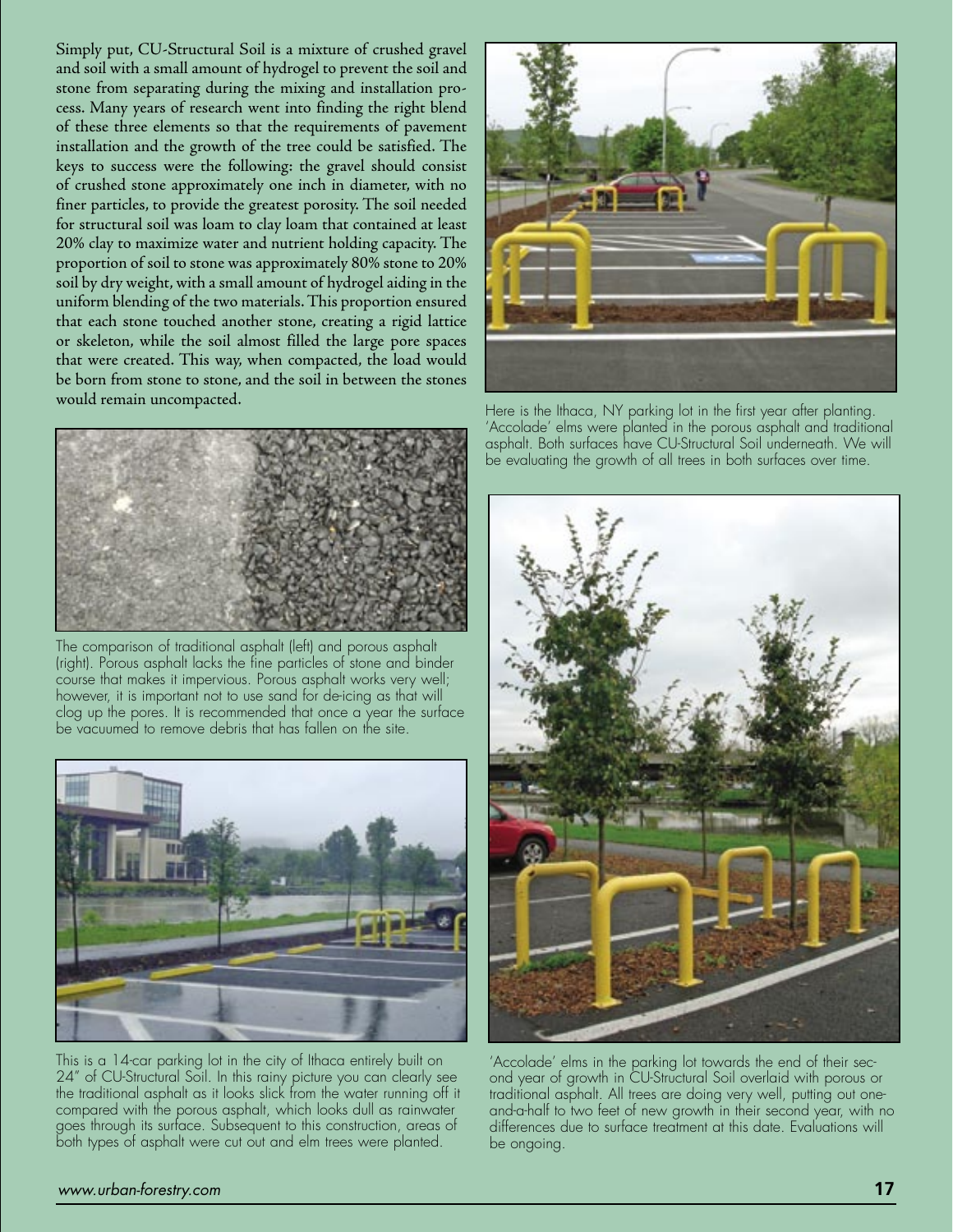Simply put, CU-Structural Soil is a mixture of crushed gravel and soil with a small amount of hydrogel to prevent the soil and stone from separating during the mixing and installation process. Many years of research went into finding the right blend of these three elements so that the requirements of pavement installation and the growth of the tree could be satisfied. The keys to success were the following: the gravel should consist of crushed stone approximately one inch in diameter, with no finer particles, to provide the greatest porosity. The soil needed for structural soil was loam to clay loam that contained at least 20% clay to maximize water and nutrient holding capacity. The proportion of soil to stone was approximately 80% stone to 20% soil by dry weight, with a small amount of hydrogel aiding in the uniform blending of the two materials. This proportion ensured that each stone touched another stone, creating a rigid lattice or skeleton, while the soil almost filled the large pore spaces that were created. This way, when compacted, the load would be born from stone to stone, and the soil in between the stones would remain uncompacted.

The comparison of traditional asphalt (left) and porous asphalt (right). Porous asphalt lacks the fine particles of stone and binder course that makes it impervious. Porous asphalt works very well; however, it is important not to use sand for de-icing as that will clog up the pores. It is recommended that once a year the surface be vacuumed to remove debris that has fallen on the site.

This is a 14-car parking lot in the city of Ithaca entirely built on 24" of CU-Structural Soil. In this rainy picture you can clearly see the traditional asphalt as it looks slick from the water running off it compared with the porous asphalt, which looks dull as rainwater goes through its surface. Subsequent to this construction, areas of both types of asphalt were cut out and elm trees were planted.

Here is the Ithaca, NY parking lot in the first year after planting. 'Accolade' elms were planted in the porous asphalt and traditional asphalt. Both surfaces have CU-Structural Soil underneath. We will be evaluating the growth of all trees in both surfaces over time.

'Accolade' elms in the parking lot towards the end of their second year of growth in CU-Structural Soil overlaid with porous or traditional asphalt. All trees are doing very well, putting out one-and-a-half to two feet of new growth in their second year, with no differences due to surface treatment at this date. Evaluations will be ongoing.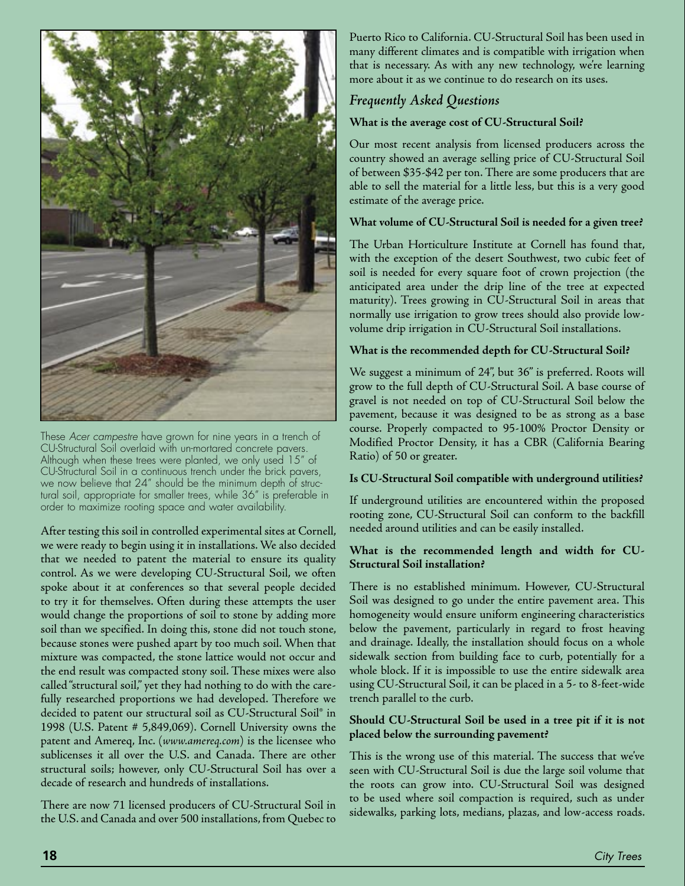These *Acer campestre* have grown for nine years in a trench of CU-Structural Soil overlaid with un-mortared concrete pavers. Although when these trees were planted, we only used 15" of CU-Structural Soil in a continuous trench under the brick pavers, we now believe that 24" should be the minimum depth of structural soil, appropriate for smaller trees, while 36" is preferable in order to maximize rooting space and water availability.

After testing this soil in controlled experimental sites at Cornell, we were ready to begin using it in installations. We also decided that we needed to patent the material to ensure its quality control. As we were developing CU-Structural Soil, we often spoke about it at conferences so that several people decided to try it for themselves. Often during these attempts the user would change the proportions of soil to stone by adding more soil than we specified. In doing this, stone did not touch stone, because stones were pushed apart by too much soil. When that mixture was compacted, the stone lattice would not occur and the end result was compacted stony soil. These mixes were also called "structural soil," yet they had nothing to do with the carefully researched proportions we had developed. Therefore we decided to patent our structural soil as CU-Structural Soil® in 1998 (U.S. Patent # 5,849,069). Cornell University owns the patent and Amereq, Inc. (*www.amereq.com*) is the licensee who sublicenses it all over the U.S. and Canada. There are other structural soils; however, only CU-Structural Soil has over a decade of research and hundreds of installations.

There are now 71 licensed producers of CU-Structural Soil in the U.S. and Canada and over 500 installations, from Quebec to Puerto Rico to California. CU-Structural Soil has been used in many different climates and is compatible with irrigation when that is necessary. As with any new technology, we're learning more about it as we continue to do research on its uses.

## *Frequently Asked Questions*

**What is the average cost of CU-Structural Soil?**

Our most recent analysis from licensed producers across the country showed an average selling price of CU-Structural Soil of between $35-$42 per ton. There are some producers that are able to sell the material for a little less, but this is a very good estimate of the average price.

**What volume of CU-Structural Soil is needed for a given tree?**

The Urban Horticulture Institute at Cornell has found that, with the exception of the desert Southwest, two cubic feet of soil is needed for every square foot of crown projection (the anticipated area under the drip line of the tree at expected maturity). Trees growing in CU-Structural Soil in areas that normally use irrigation to grow trees should also provide low-volume drip irrigation in CU-Structural Soil installations.

**What is the recommended depth for CU-Structural Soil?**

We suggest a minimum of 24", but 36" is preferred. Roots will grow to the full depth of CU-Structural Soil. A base course of gravel is not needed on top of CU-Structural Soil below the pavement, because it was designed to be as strong as a base course. Properly compacted to 95-100% Proctor Density or Modified Proctor Density, it has a CBR (California Bearing Ratio) of 50 or greater.

**Is CU-Structural Soil compatible with underground utilities?**

If underground utilities are encountered within the proposed rooting zone, CU-Structural Soil can conform to the backfill needed around utilities and can be easily installed.

**What is the recommended length and width for CU-Structural Soil installation?**

There is no established minimum. However, CU-Structural Soil was designed to go under the entire pavement area. This homogeneity would ensure uniform engineering characteristics below the pavement, particularly in regard to frost heaving and drainage. Ideally, the installation should focus on a whole sidewalk section from building face to curb, potentially for a whole block. If it is impossible to use the entire sidewalk area using CU-Structural Soil, it can be placed in a 5- to 8-feet-wide trench parallel to the curb.

**Should CU-Structural Soil be used in a tree pit if it is not placed below the surrounding pavement?**

This is the wrong use of this material. The success that we've seen with CU-Structural Soil is due the large soil volume that the roots can grow into. CU-Structural Soil was designed to be used where soil compaction is required, such as under sidewalks, parking lots, medians, plazas, and low-access roads.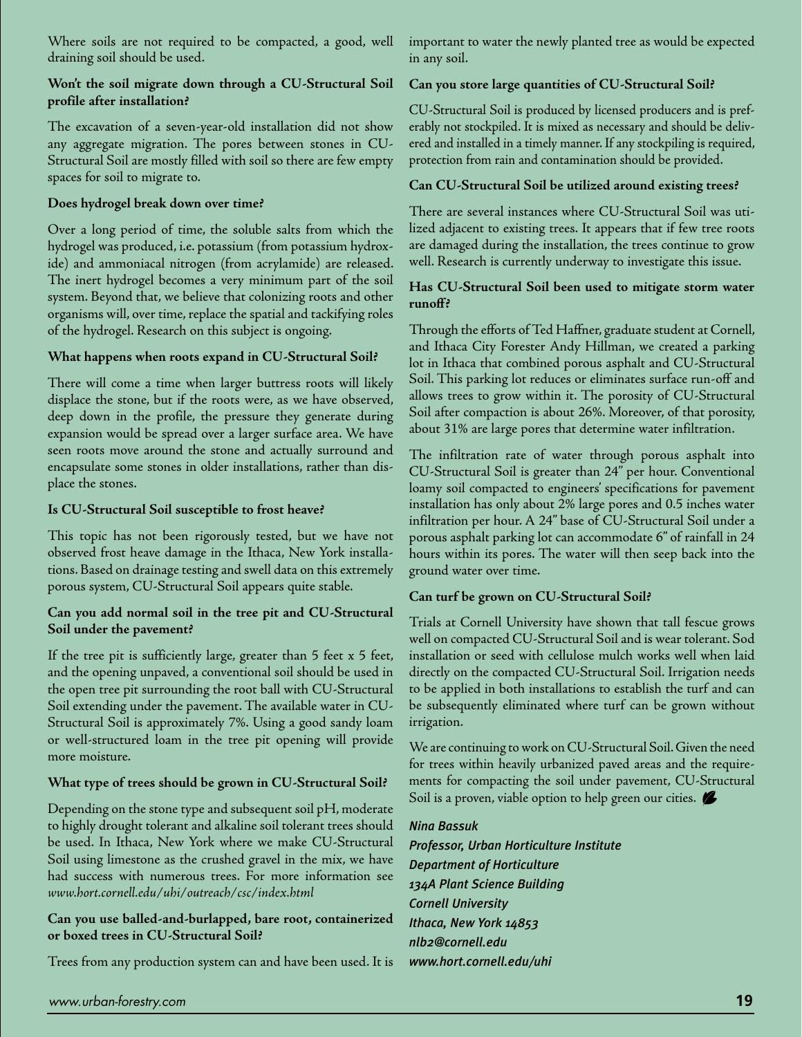Where soils are not required to be compacted, a good, well draining soil should be used.

**Won't the soil migrate down through a CU-Structural Soil profile after installation?**

The excavation of a seven-year-old installation did not show any aggregate migration. The pores between stones in CU-Structural Soil are mostly filled with soil so there are few empty spaces for soil to migrate to.

**Does hydrogel break down over time?**

Over a long period of time, the soluble salts from which the hydrogel was produced, i.e. potassium (from potassium hydroxide) and ammoniacal nitrogen (from acrylamide) are released. The inert hydrogel becomes a very minimum part of the soil system. Beyond that, we believe that colonizing roots and other organisms will, over time, replace the spatial and tackifying roles of the hydrogel. Research on this subject is ongoing.

**What happens when roots expand in CU-Structural Soil?**

There will come a time when larger buttress roots will likely displace the stone, but if the roots were, as we have observed, deep down in the profile, the pressure they generate during expansion would be spread over a larger surface area. We have seen roots move around the stone and actually surround and encapsulate some stones in older installations, rather than displace the stones.

**Is CU-Structural Soil susceptible to frost heave?**

This topic has not been rigorously tested, but we have not observed frost heave damage in the Ithaca, New York installations. Based on drainage testing and swell data on this extremely porous system, CU-Structural Soil appears quite stable.

**Can you add normal soil in the tree pit and CU-Structural Soil under the pavement?**

If the tree pit is sufficiently large, greater than 5 feet x 5 feet, and the opening unpaved, a conventional soil should be used in the open tree pit surrounding the root ball with CU-Structural Soil extending under the pavement. The available water in CU-Structural Soil is approximately 7%. Using a good sandy loam or well-structured loam in the tree pit opening will provide more moisture.

**What type of trees should be grown in CU-Structural Soil?**

Depending on the stone type and subsequent soil pH, moderate to highly drought tolerant and alkaline soil tolerant trees should be used. In Ithaca, New York where we make CU-Structural Soil using limestone as the crushed gravel in the mix, we have had success with numerous trees. For more information see *www.hort.cornell.edu/uhi/outreach/csc/index.html*

**Can you use balled-and-burlapped, bare root, containerized or boxed trees in CU-Structural Soil?**

Trees from any production system can and have been used. It is important to water the newly planted tree as would be expected in any soil.

**Can you store large quantities of CU-Structural Soil?**

CU-Structural Soil is produced by licensed producers and is preferably not stockpiled. It is mixed as necessary and should be delivered and installed in a timely manner. If any stockpiling is required, protection from rain and contamination should be provided.

**Can CU-Structural Soil be utilized around existing trees?**

There are several instances where CU-Structural Soil was utilized adjacent to existing trees. It appears that if few tree roots are damaged during the installation, the trees continue to grow well. Research is currently underway to investigate this issue.

**Has CU-Structural Soil been used to mitigate storm water runoff?**

Through the efforts of Ted Haffner, graduate student at Cornell, and Ithaca City Forester Andy Hillman, we created a parking lot in Ithaca that combined porous asphalt and CU-Structural Soil. This parking lot reduces or eliminates surface run-off and allows trees to grow within it. The porosity of CU-Structural Soil after compaction is about 26%. Moreover, of that porosity, about 31% are large pores that determine water infiltration.

The infiltration rate of water through porous asphalt into CU-Structural Soil is greater than 24" per hour. Conventional loamy soil compacted to engineers' specifications for pavement installation has only about 2% large pores and 0.5 inches water infiltration per hour. A 24" base of CU-Structural Soil under a porous asphalt parking lot can accommodate 6" of rainfall in 24 hours within its pores. The water will then seep back into the ground water over time.

**Can turf be grown on CU-Structural Soil?**

Trials at Cornell University have shown that tall fescue grows well on compacted CU-Structural Soil and is wear tolerant. Sod installation or seed with cellulose mulch works well when laid directly on the compacted CU-Structural Soil. Irrigation needs to be applied in both installations to establish the turf and can be subsequently eliminated where turf can be grown without irrigation.

We are continuing to work on CU-Structural Soil. Given the need for trees within heavily urbanized paved areas and the requirements for compacting the soil under pavement, CU-Structural Soil is a proven, viable option to help green our cities.

*Nina Bassuk*
*Professor, Urban Horticulture Institute*
*Department of Horticulture*
*134A Plant Science Building*
*Cornell University*
*Ithaca, New York 14853*
*nlb2@cornell.edu*
*www.hort.cornell.edu/uhi*